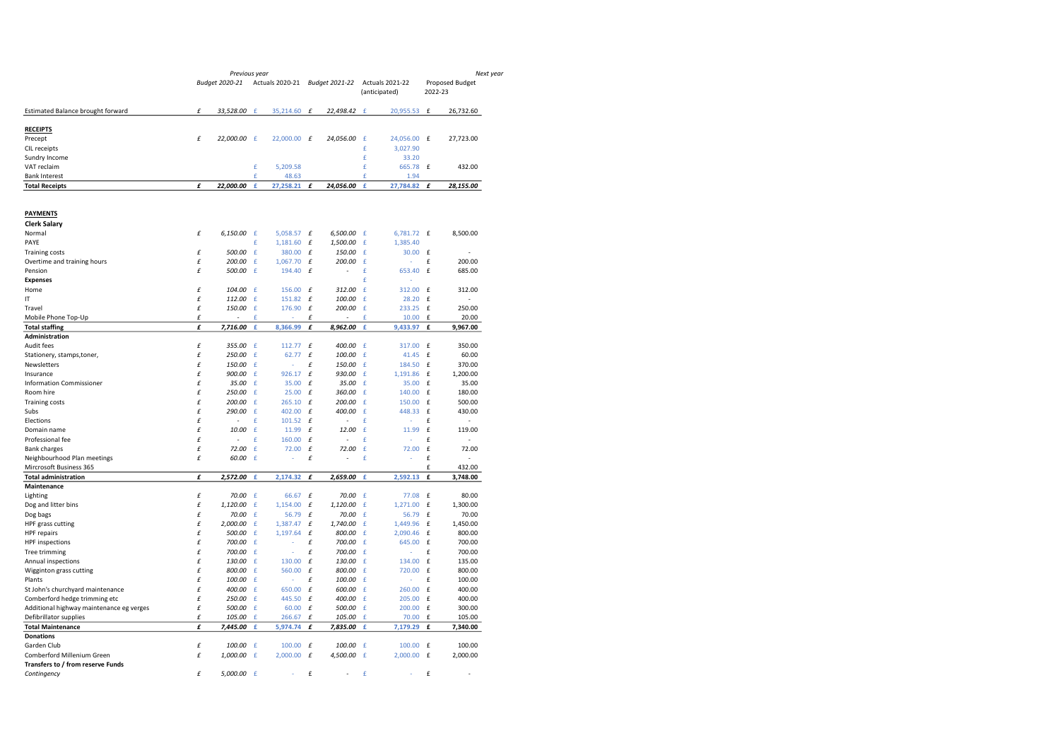| | Previous year | | | | Next year |
|---|---|---|---|---|---|
| | Budget 2020-21 | Actuals 2020-21 | Budget 2021-22 | Actuals 2021-22 (anticipated) | Proposed Budget 2022-23 |
| Estimated Balance brought forward | £ 33,528.00 | £ 35,214.60 | £ 22,498.42 | £ 20,955.53 | £ 26,732.60 |
| **RECEIPTS** | | | | | |
| Precept | £ 22,000.00 | £ 22,000.00 | £ 24,056.00 | £ 24,056.00 | £ 27,723.00 |
| CIL receipts | | | | £ 3,027.90 | |
| Sundry Income | | | | £ 33.20 | |
| VAT reclaim | | £ 5,209.58 | | £ 665.78 | £ 432.00 |
| Bank Interest | | £ 48.63 | | £ 1.94 | |
| **Total Receipts** | **£ 22,000.00** | **£ 27,258.21** | **£ 24,056.00** | **£ 27,784.82** | **£ 28,155.00** |
| **PAYMENTS** | | | | | |
| **Clerk Salary** | | | | | |
| Normal | £ 6,150.00 | £ 5,058.57 | £ 6,500.00 | £ 6,781.72 | £ 8,500.00 |
| PAYE | | £ 1,181.60 | £ 1,500.00 | £ 1,385.40 | |
| Training costs | £ 500.00 | £ 380.00 | £ 150.00 | £ 30.00 | £ - |
| Overtime and training hours | £ 200.00 | £ 1,067.70 | £ 200.00 | £ - | £ 200.00 |
| Pension | £ 500.00 | £ 194.40 | £ - | £ 653.40 | £ 685.00 |
| **Expenses** | | | | £ - | |
| Home | £ 104.00 | £ 156.00 | £ 312.00 | £ 312.00 | £ 312.00 |
| IT | £ 112.00 | £ 151.82 | £ 100.00 | £ 28.20 | £ - |
| Travel | £ 150.00 | £ 176.90 | £ 200.00 | £ 233.25 | £ 250.00 |
| Mobile Phone Top-Up | £ - | £ - | £ - | £ 10.00 | £ 20.00 |
| **Total staffing** | **£ 7,716.00** | **£ 8,366.99** | **£ 8,962.00** | **£ 9,433.97** | **£ 9,967.00** |
| **Administration** | | | | | |
| Audit fees | £ 355.00 | £ 112.77 | £ 400.00 | £ 317.00 | £ 350.00 |
| Stationery, stamps,toner, | £ 250.00 | £ 62.77 | £ 100.00 | £ 41.45 | £ 60.00 |
| Newsletters | £ 150.00 | £ - | £ 150.00 | £ 184.50 | £ 370.00 |
| Insurance | £ 900.00 | £ 926.17 | £ 930.00 | £ 1,191.86 | £ 1,200.00 |
| Information Commissioner | £ 35.00 | £ 35.00 | £ 35.00 | £ 35.00 | £ 35.00 |
| Room hire | £ 250.00 | £ 25.00 | £ 360.00 | £ 140.00 | £ 180.00 |
| Training costs | £ 200.00 | £ 265.10 | £ 200.00 | £ 150.00 | £ 500.00 |
| Subs | £ 290.00 | £ 402.00 | £ 400.00 | £ 448.33 | £ 430.00 |
| Elections | £ - | £ 101.52 | £ - | £ - | £ - |
| Domain name | £ 10.00 | £ 11.99 | £ 12.00 | £ 11.99 | £ 119.00 |
| Professional fee | £ - | £ 160.00 | £ - | £ - | £ - |
| Bank charges | £ 72.00 | £ 72.00 | £ 72.00 | £ 72.00 | £ 72.00 |
| Neighbourhood Plan meetings | £ 60.00 | £ - | £ - | £ - | £ - |
| Mircrosoft Business 365 | | | | | £ 432.00 |
| **Total administration** | **£ 2,572.00** | **£ 2,174.32** | **£ 2,659.00** | **£ 2,592.13** | **£ 3,748.00** |
| **Maintenance** | | | | | |
| Lighting | £ 70.00 | £ 66.67 | £ 70.00 | £ 77.08 | £ 80.00 |
| Dog and litter bins | £ 1,120.00 | £ 1,154.00 | £ 1,120.00 | £ 1,271.00 | £ 1,300.00 |
| Dog bags | £ 70.00 | £ 56.79 | £ 70.00 | £ 56.79 | £ 70.00 |
| HPF grass cutting | £ 2,000.00 | £ 1,387.47 | £ 1,740.00 | £ 1,449.96 | £ 1,450.00 |
| HPF repairs | £ 500.00 | £ 1,197.64 | £ 800.00 | £ 2,090.46 | £ 800.00 |
| HPF inspections | £ 700.00 | £ - | £ 700.00 | £ 645.00 | £ 700.00 |
| Tree trimming | £ 700.00 | £ - | £ 700.00 | £ - | £ 700.00 |
| Annual inspections | £ 130.00 | £ 130.00 | £ 130.00 | £ 134.00 | £ 135.00 |
| Wigginton grass cutting | £ 800.00 | £ 560.00 | £ 800.00 | £ 720.00 | £ 800.00 |
| Plants | £ 100.00 | £ - | £ 100.00 | £ - | £ 100.00 |
| St John's churchyard maintenance | £ 400.00 | £ 650.00 | £ 600.00 | £ 260.00 | £ 400.00 |
| Comberford hedge trimming etc | £ 250.00 | £ 445.50 | £ 400.00 | £ 205.00 | £ 400.00 |
| Additional highway maintenance eg verges | £ 500.00 | £ 60.00 | £ 500.00 | £ 200.00 | £ 300.00 |
| Defibrillator supplies | £ 105.00 | £ 266.67 | £ 105.00 | £ 70.00 | £ 105.00 |
| **Total Maintenance** | **£ 7,445.00** | **£ 5,974.74** | **£ 7,835.00** | **£ 7,179.29** | **£ 7,340.00** |
| **Donations** | | | | | |
| Garden Club | £ 100.00 | £ 100.00 | £ 100.00 | £ 100.00 | £ 100.00 |
| Comberford Millenium Green | £ 1,000.00 | £ 2,000.00 | £ 4,500.00 | £ 2,000.00 | £ 2,000.00 |
| **Transfers to / from reserve Funds** | | | | | |
| *Contingency* | £ 5,000.00 | £ - | £ - | £ - | £ - |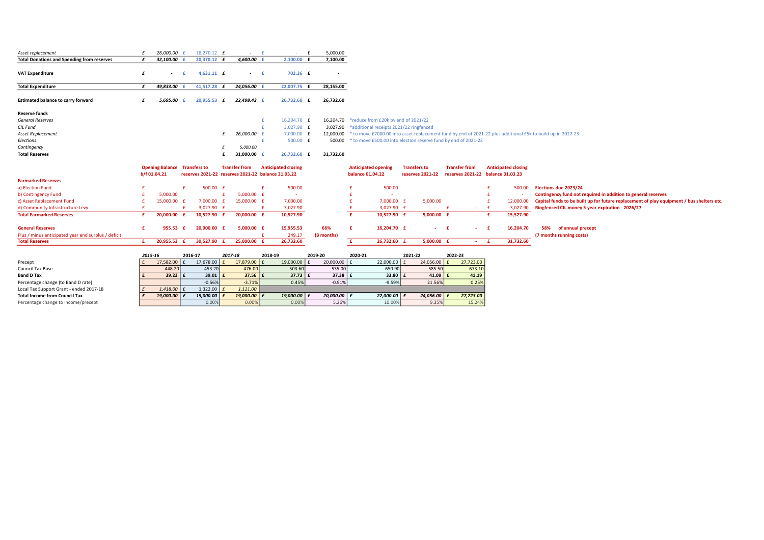| | | | | | |
|---|---|---|---|---|---|
| *Asset replacement* | *£ 26,000.00* | £ 18,270.12 | £ - | £ - | £ 5,000.00 |
| **Total Donations and Spending from reserves** | ***£ 32,100.00*** | **£ 20,370.12** | ***£ 4,600.00*** | **£ 2,100.00** | **£ 7,100.00** |
| **VAT Expenditure** | **£ -** | **£ 4,631.11** | **£ -** | **£ 702.36** | **£ -** |
| **Total Expenditure** | ***£ 49,833.00*** | **£ 41,517.28** | ***£ 24,056.00*** | **£ 22,007.75** | **£ 28,155.00** |
| **Estimated balance to carry forward** | ***£ 5,695.00*** | **£ 20,955.53** | ***£ 22,498.42*** | **£ 26,732.60** | **£ 26,732.60** |

**Reserve funds**

| | | | | |
|---|---|---|---|---|
| *General Reserves* | | £ 16,204.70 | £ 16,204.70 | *reduce from £20k by end of 2021/22 |
| *CIL Fund* | | £ 3,027.90 | £ 3,027.90 | *additional receipts 2021/22 ringfenced |
| *Asset Replacement* | *£ 26,000.00* | £ 7,000.00 | £ 12,000.00 | * to move £7000.00 into asset replacement fund by end of 2021-22 plus additional £5k to build up in 2022-23 |
| *Elections* | | £ 500.00 | £ 500.00 | * to move £500.00 into election reserve fund by end of 2021-22 |
| *Contingency* | *£ 5,000.00* | | | |
| **Total Reserves** | **£ 31,000.00** | **£ 26,732.60** | **£ 31,732.60** | |

| | Opening Balance b/f 01.04.21 | Transfers to reserves 2021-22 | Transfer from reserves 2021-22 | Anticipated closing balance 31.03.22 | | Anticipated opening balance 01.04.22 | Transfers to reserves 2021-22 | Transfer from reserves 2021-22 | Anticipated closing balance 31.03.23 | |
|---|---|---|---|---|---|---|---|---|---|---|
| **Earmarked Reserves** | | | | | | | | | | |
| a) Election Fund | £ - | £ 500.00 | £ - | £ 500.00 | | £ 500.00 | | | £ 500.00 | **Elections due 2023/24** |
| b) Contingency Fund | £ 5,000.00 | | £ 5,000.00 | £ - | | £ - | | | £ - | **Contingency fund not required in addition to general reserves** |
| c) Asset Replacement Fund | £ 15,000.00 | £ 7,000.00 | £ 15,000.00 | £ 7,000.00 | | £ 7,000.00 | £ 5,000.00 | | £ 12,000.00 | **Capital funds to be built up for future replacement of play equipment / bus shelters etc.** |
| d) Community Infrastructure Levy | £ - | £ 3,027.90 | £ - | £ 3,027.90 | | £ 3,027.90 | £ - | £ - | £ 3,027.90 | **Ringfenced CIL money 5 year expiration - 2026/27** |
| **Total Earmarked Reserves** | **£ 20,000.00** | **£ 10,527.90** | **£ 20,000.00** | **£ 10,527.90** | | **£ 10,527.90** | **£ 5,000.00** | **£ -** | **£ 15,527.90** | |
| **General Reserves** | **£ 955.53** | **£ 20,000.00** | **£ 5,000.00** | **£ 15,955.53** | **66% (8 months)** | **£ 16,204.70** | **£ -** | **£ -** | **£ 16,204.70** | **58% of annual precept (7 months running costs)** |
| Plus / minus anticipated year end surplus / deficit | | | | £ 249.17 | | | | | | |
| **Total Reserves** | **£ 20,955.53** | **£ 30,527.90** | **£ 25,000.00** | **£ 26,732.60** | | **£ 26,732.60** | **£ 5,000.00** | **£ -** | **£ 31,732.60** | |

| | 2015-16 | 2016-17 | 2017-18 | 2018-19 | 2019-20 | 2020-21 | 2021-22 | 2022-23 |
|---|---|---|---|---|---|---|---|---|
| Precept | £ 17,582.00 | £ 17,678.00 | £ 17,879.00 | £ 19,000.00 | £ 20,000.00 | £ 22,000.00 | £ 24,056.00 | £ 27,723.00 |
| Council Tax Base | 448.20 | 453.20 | 476.00 | 503.60 | 535.00 | 650.90 | 585.50 | 673.10 |
| **Band D Tax** | **£ 39.23** | **£ 39.01** | **£ 37.56** | **£ 37.73** | **£ 37.38** | **£ 33.80** | **£ 41.09** | **£ 41.19** |
| Percentage change (to Band D rate) | | -0.56% | -3.71% | 0.45% | -0.91% | -9.59% | 21.56% | 0.25% |
| Local Tax Support Grant - ended 2017-18 | *£ 1,418.00* | £ 1,322.00 | *£ 1,121.00* | | | | | |
| **Total Income from Council Tax** | ***£ 19,000.00*** | ***£ 19,000.00*** | ***£ 19,000.00*** | ***£ 19,000.00*** | ***£ 20,000.00*** | ***£ 22,000.00*** | ***£ 24,056.00*** | ***£ 27,723.00*** |
| Percentage change to income/precept | | 0.00% | 0.00% | 0.00% | 5.26% | 10.00% | 9.35% | 15.24% |